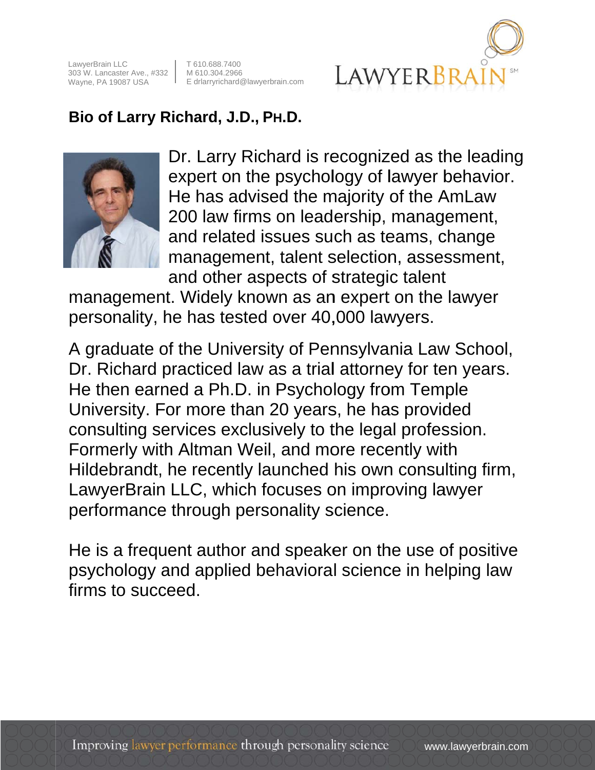LawyerBrain LLC
303 W. Lancaster Ave., #332
Wayne, PA 19087 USA

T 610.688.7400
M 610.304.2966
E drlarryrichard@lawyerbrain.com

LAWYERBRAIN℠

**Bio of Larry Richard, J.D., PH.D.**

Dr. Larry Richard is recognized as the leading expert on the psychology of lawyer behavior. He has advised the majority of the AmLaw 200 law firms on leadership, management, and related issues such as teams, change management, talent selection, assessment, and other aspects of strategic talent management. Widely known as an expert on the lawyer personality, he has tested over 40,000 lawyers.

A graduate of the University of Pennsylvania Law School, Dr. Richard practiced law as a trial attorney for ten years. He then earned a Ph.D. in Psychology from Temple University. For more than 20 years, he has provided consulting services exclusively to the legal profession. Formerly with Altman Weil, and more recently with Hildebrandt, he recently launched his own consulting firm, LawyerBrain LLC, which focuses on improving lawyer performance through personality science.

He is a frequent author and speaker on the use of positive psychology and applied behavioral science in helping law firms to succeed.

Improving lawyer performance through personality science    www.lawyerbrain.com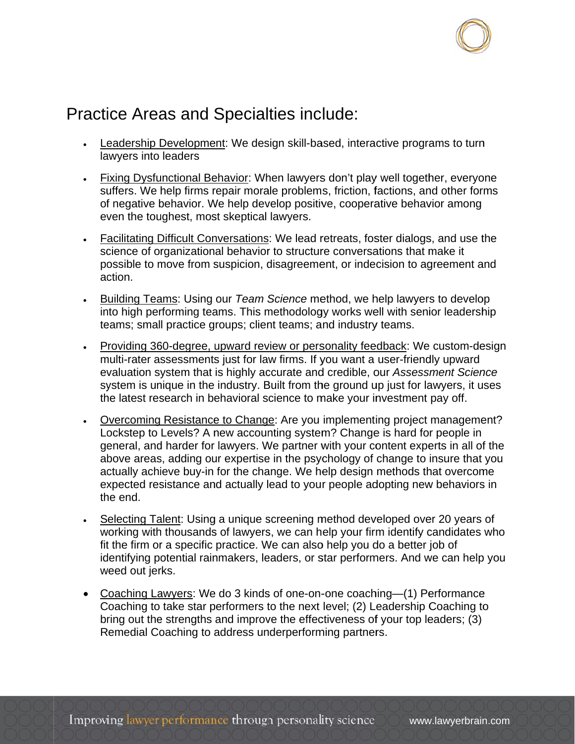# Practice Areas and Specialties include:

- Leadership Development: We design skill-based, interactive programs to turn lawyers into leaders
- Fixing Dysfunctional Behavior: When lawyers don't play well together, everyone suffers. We help firms repair morale problems, friction, factions, and other forms of negative behavior. We help develop positive, cooperative behavior among even the toughest, most skeptical lawyers.
- Facilitating Difficult Conversations: We lead retreats, foster dialogs, and use the science of organizational behavior to structure conversations that make it possible to move from suspicion, disagreement, or indecision to agreement and action.
- Building Teams: Using our *Team Science* method, we help lawyers to develop into high performing teams. This methodology works well with senior leadership teams; small practice groups; client teams; and industry teams.
- Providing 360-degree, upward review or personality feedback: We custom-design multi-rater assessments just for law firms. If you want a user-friendly upward evaluation system that is highly accurate and credible, our *Assessment Science* system is unique in the industry. Built from the ground up just for lawyers, it uses the latest research in behavioral science to make your investment pay off.
- Overcoming Resistance to Change: Are you implementing project management? Lockstep to Levels? A new accounting system? Change is hard for people in general, and harder for lawyers. We partner with your content experts in all of the above areas, adding our expertise in the psychology of change to insure that you actually achieve buy-in for the change. We help design methods that overcome expected resistance and actually lead to your people adopting new behaviors in the end.
- Selecting Talent: Using a unique screening method developed over 20 years of working with thousands of lawyers, we can help your firm identify candidates who fit the firm or a specific practice. We can also help you do a better job of identifying potential rainmakers, leaders, or star performers. And we can help you weed out jerks.
- Coaching Lawyers: We do 3 kinds of one-on-one coaching—(1) Performance Coaching to take star performers to the next level; (2) Leadership Coaching to bring out the strengths and improve the effectiveness of your top leaders; (3) Remedial Coaching to address underperforming partners.